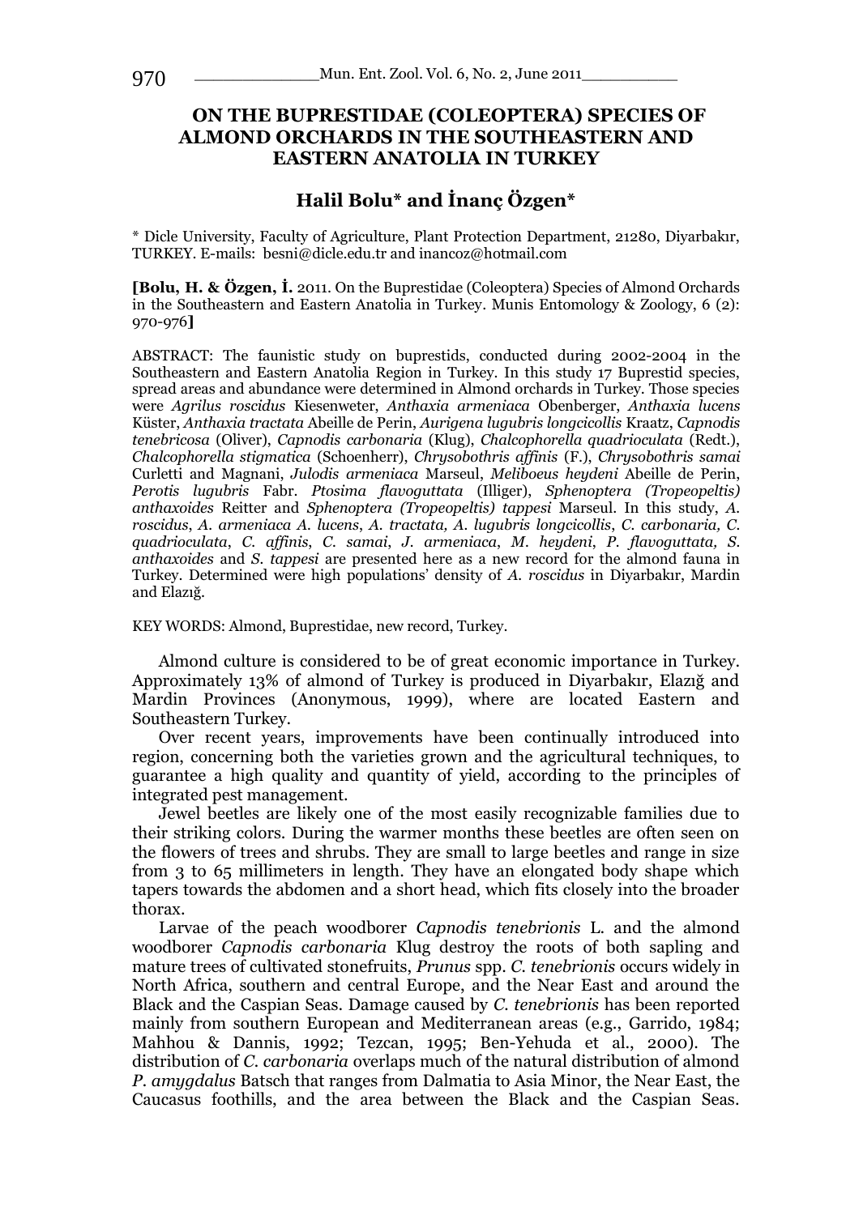# ON THE BUPRESTIDAE (COLEOPTERA) SPECIES OF ALMOND ORCHARDS IN THE SOUTHEASTERN AND EASTERN ANATOLIA IN TURKEY

## Halil Bolu* and İnanç Özgen*

\* Dicle University, Faculty of Agriculture, Plant Protection Department, 21280, Diyarbakır, TURKEY. E-mails: besni@dicle.edu.tr and inancoz@hotmail.com

**[Bolu, H. & Özgen, İ.** 2011. On the Buprestidae (Coleoptera) Species of Almond Orchards in the Southeastern and Eastern Anatolia in Turkey. Munis Entomology & Zoology, 6 (2): 970-976**]**

ABSTRACT: The faunistic study on buprestids, conducted during 2002-2004 in the Southeastern and Eastern Anatolia Region in Turkey. In this study 17 Buprestid species, spread areas and abundance were determined in Almond orchards in Turkey. Those species were *Agrilus roscidus* Kiesenweter, *Anthaxia armeniaca* Obenberger, *Anthaxia lucens* Küster, *Anthaxia tractata* Abeille de Perin, *Aurigena lugubris longcicollis* Kraatz, *Capnodis tenebricosa* (Oliver), *Capnodis carbonaria* (Klug), *Chalcophorella quadrioculata* (Redt.), *Chalcophorella stigmatica* (Schoenherr), *Chrysobothris affinis* (F.), *Chrysobothris samai* Curletti and Magnani, *Julodis armeniaca* Marseul, *Meliboeus heydeni* Abeille de Perin, *Perotis lugubris* Fabr. *Ptosima flavoguttata* (Illiger), *Sphenoptera (Tropeopeltis) anthaxoides* Reitter and *Sphenoptera (Tropeopeltis) tappesi* Marseul. In this study, *A. roscidus*, *A. armeniaca A. lucens*, *A. tractata, A. lugubris longcicollis*, *C. carbonaria, C. quadrioculata*, *C. affinis*, *C. samai*, *J. armeniaca*, *M. heydeni*, *P. flavoguttata, S. anthaxoides* and *S. tappesi* are presented here as a new record for the almond fauna in Turkey. Determined were high populations' density of *A. roscidus* in Diyarbakır, Mardin and Elazığ.

KEY WORDS: Almond, Buprestidae, new record, Turkey.

Almond culture is considered to be of great economic importance in Turkey. Approximately 13% of almond of Turkey is produced in Diyarbakır, Elazığ and Mardin Provinces (Anonymous, 1999), where are located Eastern and Southeastern Turkey.

Over recent years, improvements have been continually introduced into region, concerning both the varieties grown and the agricultural techniques, to guarantee a high quality and quantity of yield, according to the principles of integrated pest management.

Jewel beetles are likely one of the most easily recognizable families due to their striking colors. During the warmer months these beetles are often seen on the flowers of trees and shrubs. They are small to large beetles and range in size from 3 to 65 millimeters in length. They have an elongated body shape which tapers towards the abdomen and a short head, which fits closely into the broader thorax.

Larvae of the peach woodborer *Capnodis tenebrionis* L. and the almond woodborer *Capnodis carbonaria* Klug destroy the roots of both sapling and mature trees of cultivated stonefruits, *Prunus* spp. *C. tenebrionis* occurs widely in North Africa, southern and central Europe, and the Near East and around the Black and the Caspian Seas. Damage caused by *C. tenebrionis* has been reported mainly from southern European and Mediterranean areas (e.g., Garrido, 1984; Mahhou & Dannis, 1992; Tezcan, 1995; Ben-Yehuda et al., 2000). The distribution of *C. carbonaria* overlaps much of the natural distribution of almond *P. amygdalus* Batsch that ranges from Dalmatia to Asia Minor, the Near East, the Caucasus foothills, and the area between the Black and the Caspian Seas.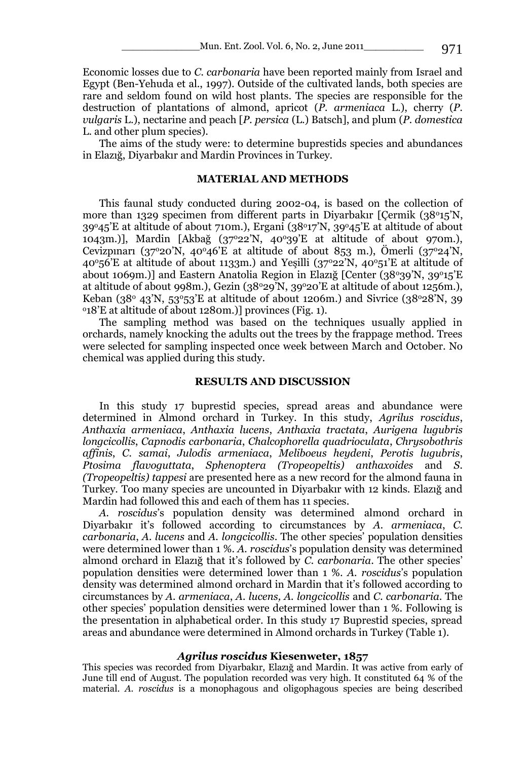Economic losses due to *C. carbonaria* have been reported mainly from Israel and Egypt (Ben-Yehuda et al., 1997). Outside of the cultivated lands, both species are rare and seldom found on wild host plants. The species are responsible for the destruction of plantations of almond, apricot (*P. armeniaca* L.), cherry (*P. vulgaris* L.), nectarine and peach [*P. persica* (L.) Batsch], and plum (*P. domestica* L. and other plum species).

The aims of the study were: to determine buprestids species and abundances in Elazığ, Diyarbakır and Mardin Provinces in Turkey.

## MATERIAL AND METHODS

This faunal study conducted during 2002-04, is based on the collection of more than 1329 specimen from different parts in Diyarbakır [Çermik (38°15'N, 39°45'E at altitude of about 710m.), Ergani (38°17'N, 39°45'E at altitude of about 1043m.)], Mardin [Akbağ (37°22'N, 40°39'E at altitude of about 970m.), Cevizpınarı (37°20'N, 40°46'E at altitude of about 853 m.), Ömerli (37°24'N, 40°56'E at altitude of about 1133m.) and Yeşilli (37°22'N, 40°51'E at altitude of about 1069m.)] and Eastern Anatolia Region in Elazığ [Center (38°39'N, 39°15'E at altitude of about 998m.), Gezin (38°29'N, 39°20'E at altitude of about 1256m.), Keban (38° 43'N, 53°53'E at altitude of about 1206m.) and Sivrice (38°28'N, 39 °18'E at altitude of about 1280m.)] provinces (Fig. 1).

The sampling method was based on the techniques usually applied in orchards, namely knocking the adults out the trees by the frappage method. Trees were selected for sampling inspected once week between March and October. No chemical was applied during this study.

## RESULTS AND DISCUSSION

In this study 17 buprestid species, spread areas and abundance were determined in Almond orchard in Turkey. In this study, *Agrilus roscidus*, *Anthaxia armeniaca*, *Anthaxia lucens*, *Anthaxia tractata*, *Aurigena lugubris longcicollis*, *Capnodis carbonaria*, *Chalcophorella quadrioculata*, *Chrysobothris affinis*, *C. samai*, *Julodis armeniaca*, *Meliboeus heydeni*, *Perotis lugubris*, *Ptosima flavoguttata*, *Sphenoptera (Tropeopeltis) anthaxoides* and *S. (Tropeopeltis) tappesi* are presented here as a new record for the almond fauna in Turkey. Too many species are uncounted in Diyarbakır with 12 kinds. Elazığ and Mardin had followed this and each of them has 11 species.

*A. roscidus*'s population density was determined almond orchard in Diyarbakır it's followed according to circumstances by *A. armeniaca*, *C. carbonaria*, *A. lucens* and *A. longcicollis*. The other species' population densities were determined lower than 1 %. *A. roscidus*'s population density was determined almond orchard in Elazığ that it's followed by *C. carbonaria*. The other species' population densities were determined lower than 1 %. *A. roscidus*'s population density was determined almond orchard in Mardin that it's followed according to circumstances by *A. armeniaca*, *A. lucens, A. longcicollis* and *C. carbonaria*. The other species' population densities were determined lower than 1 %. Following is the presentation in alphabetical order. In this study 17 Buprestid species, spread areas and abundance were determined in Almond orchards in Turkey (Table 1).

### *Agrilus roscidus* Kiesenweter, 1857

This species was recorded from Diyarbakır, Elazığ and Mardin. It was active from early of June till end of August. The population recorded was very high. It constituted 64 % of the material. *A. roscidus* is a monophagous and oligophagous species are being described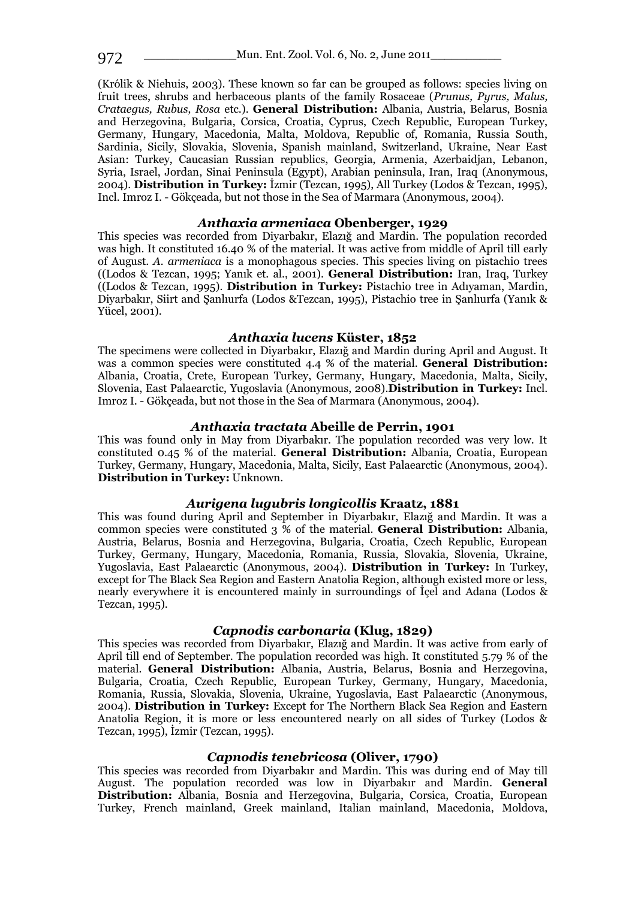(Królik & Niehuis, 2003). These known so far can be grouped as follows: species living on fruit trees, shrubs and herbaceous plants of the family Rosaceae (*Prunus, Pyrus, Malus, Crataegus, Rubus, Rosa* etc.). **General Distribution:** Albania, Austria, Belarus, Bosnia and Herzegovina, Bulgaria, Corsica, Croatia, Cyprus, Czech Republic, European Turkey, Germany, Hungary, Macedonia, Malta, Moldova, Republic of, Romania, Russia South, Sardinia, Sicily, Slovakia, Slovenia, Spanish mainland, Switzerland, Ukraine, Near East Asian: Turkey, Caucasian Russian republics, Georgia, Armenia, Azerbaidjan, Lebanon, Syria, Israel, Jordan, Sinai Peninsula (Egypt), Arabian peninsula, Iran, Iraq (Anonymous, 2004). **Distribution in Turkey:** İzmir (Tezcan, 1995), All Turkey (Lodos & Tezcan, 1995), Incl. Imroz I. - Gökçeada, but not those in the Sea of Marmara (Anonymous, 2004).

### *Anthaxia armeniaca* Obenberger, 1929

This species was recorded from Diyarbakır, Elazığ and Mardin. The population recorded was high. It constituted 16.40 % of the material. It was active from middle of April till early of August. *A. armeniaca* is a monophagous species. This species living on pistachio trees ((Lodos & Tezcan, 1995; Yanık et. al., 2001). **General Distribution:** Iran, Iraq, Turkey ((Lodos & Tezcan, 1995). **Distribution in Turkey:** Pistachio tree in Adıyaman, Mardin, Diyarbakır, Siirt and Şanlıurfa (Lodos &Tezcan, 1995), Pistachio tree in Şanlıurfa (Yanık & Yücel, 2001).

### *Anthaxia lucens* Küster, 1852

The specimens were collected in Diyarbakır, Elazığ and Mardin during April and August. It was a common species were constituted 4.4 % of the material. **General Distribution:** Albania, Croatia, Crete, European Turkey, Germany, Hungary, Macedonia, Malta, Sicily, Slovenia, East Palaearctic, Yugoslavia (Anonymous, 2008).**Distribution in Turkey:** Incl. Imroz I. - Gökçeada, but not those in the Sea of Marmara (Anonymous, 2004).

### *Anthaxia tractata* Abeille de Perrin, 1901

This was found only in May from Diyarbakır. The population recorded was very low. It constituted 0.45 % of the material. **General Distribution:** Albania, Croatia, European Turkey, Germany, Hungary, Macedonia, Malta, Sicily, East Palaearctic (Anonymous, 2004). **Distribution in Turkey:** Unknown.

### *Aurigena lugubris longicollis* Kraatz, 1881

This was found during April and September in Diyarbakır, Elazığ and Mardin. It was a common species were constituted 3 % of the material. **General Distribution:** Albania, Austria, Belarus, Bosnia and Herzegovina, Bulgaria, Croatia, Czech Republic, European Turkey, Germany, Hungary, Macedonia, Romania, Russia, Slovakia, Slovenia, Ukraine, Yugoslavia, East Palaearctic (Anonymous, 2004). **Distribution in Turkey:** In Turkey, except for The Black Sea Region and Eastern Anatolia Region, although existed more or less, nearly everywhere it is encountered mainly in surroundings of İçel and Adana (Lodos & Tezcan, 1995).

### *Capnodis carbonaria* (Klug, 1829)

This species was recorded from Diyarbakır, Elazığ and Mardin. It was active from early of April till end of September. The population recorded was high. It constituted 5.79 % of the material. **General Distribution:** Albania, Austria, Belarus, Bosnia and Herzegovina, Bulgaria, Croatia, Czech Republic, European Turkey, Germany, Hungary, Macedonia, Romania, Russia, Slovakia, Slovenia, Ukraine, Yugoslavia, East Palaearctic (Anonymous, 2004). **Distribution in Turkey:** Except for The Northern Black Sea Region and Eastern Anatolia Region, it is more or less encountered nearly on all sides of Turkey (Lodos & Tezcan, 1995), İzmir (Tezcan, 1995).

### *Capnodis tenebricosa* (Oliver, 1790)

This species was recorded from Diyarbakır and Mardin. This was during end of May till August. The population recorded was low in Diyarbakır and Mardin. **General Distribution:** Albania, Bosnia and Herzegovina, Bulgaria, Corsica, Croatia, European Turkey, French mainland, Greek mainland, Italian mainland, Macedonia, Moldova,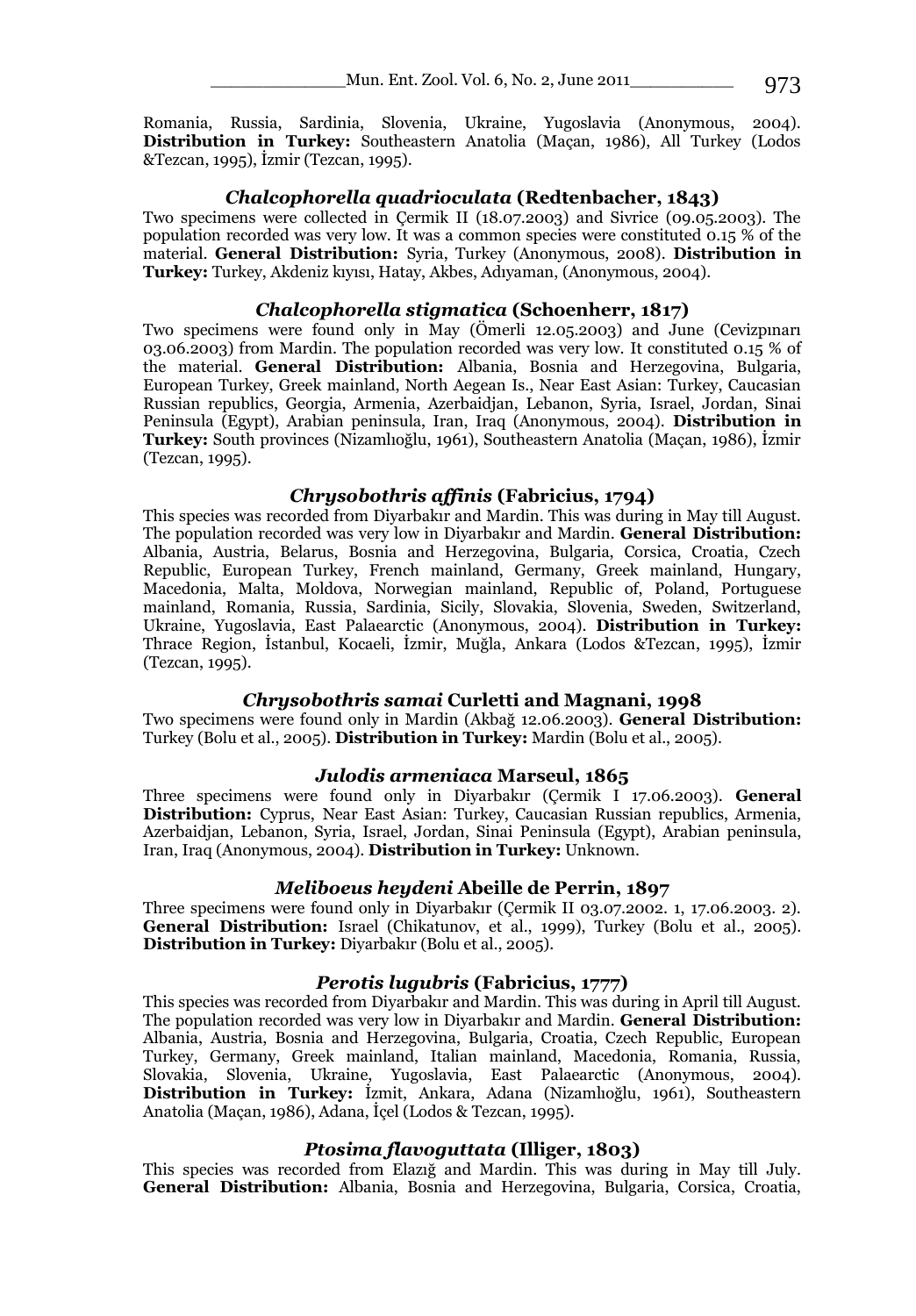Romania, Russia, Sardinia, Slovenia, Ukraine, Yugoslavia (Anonymous, 2004). **Distribution in Turkey:** Southeastern Anatolia (Maçan, 1986), All Turkey (Lodos &Tezcan, 1995), İzmir (Tezcan, 1995).

### *Chalcophorella quadrioculata* (Redtenbacher, 1843)

Two specimens were collected in Çermik II (18.07.2003) and Sivrice (09.05.2003). The population recorded was very low. It was a common species were constituted 0.15 % of the material. **General Distribution:** Syria, Turkey (Anonymous, 2008). **Distribution in Turkey:** Turkey, Akdeniz kıyısı, Hatay, Akbes, Adıyaman, (Anonymous, 2004).

### *Chalcophorella stigmatica* (Schoenherr, 1817)

Two specimens were found only in May (Ömerli 12.05.2003) and June (Cevizpınarı 03.06.2003) from Mardin. The population recorded was very low. It constituted 0.15 % of the material. **General Distribution:** Albania, Bosnia and Herzegovina, Bulgaria, European Turkey, Greek mainland, North Aegean Is., Near East Asian: Turkey, Caucasian Russian republics, Georgia, Armenia, Azerbaidjan, Lebanon, Syria, Israel, Jordan, Sinai Peninsula (Egypt), Arabian peninsula, Iran, Iraq (Anonymous, 2004). **Distribution in Turkey:** South provinces (Nizamlıoğlu, 1961), Southeastern Anatolia (Maçan, 1986), İzmir (Tezcan, 1995).

### *Chrysobothris affinis* (Fabricius, 1794)

This species was recorded from Diyarbakır and Mardin. This was during in May till August. The population recorded was very low in Diyarbakır and Mardin. **General Distribution:** Albania, Austria, Belarus, Bosnia and Herzegovina, Bulgaria, Corsica, Croatia, Czech Republic, European Turkey, French mainland, Germany, Greek mainland, Hungary, Macedonia, Malta, Moldova, Norwegian mainland, Republic of, Poland, Portuguese mainland, Romania, Russia, Sardinia, Sicily, Slovakia, Slovenia, Sweden, Switzerland, Ukraine, Yugoslavia, East Palaearctic (Anonymous, 2004). **Distribution in Turkey:** Thrace Region, İstanbul, Kocaeli, İzmir, Muğla, Ankara (Lodos &Tezcan, 1995), İzmir (Tezcan, 1995).

### *Chrysobothris samai* Curletti and Magnani, 1998

Two specimens were found only in Mardin (Akbağ 12.06.2003). **General Distribution:** Turkey (Bolu et al., 2005). **Distribution in Turkey:** Mardin (Bolu et al., 2005).

### *Julodis armeniaca* Marseul, 1865

Three specimens were found only in Diyarbakır (Çermik I 17.06.2003). **General Distribution:** Cyprus, Near East Asian: Turkey, Caucasian Russian republics, Armenia, Azerbaidjan, Lebanon, Syria, Israel, Jordan, Sinai Peninsula (Egypt), Arabian peninsula, Iran, Iraq (Anonymous, 2004). **Distribution in Turkey:** Unknown.

### *Meliboeus heydeni* Abeille de Perrin, 1897

Three specimens were found only in Diyarbakır (Çermik II 03.07.2002. 1, 17.06.2003. 2). **General Distribution:** Israel (Chikatunov, et al., 1999), Turkey (Bolu et al., 2005). **Distribution in Turkey:** Diyarbakır (Bolu et al., 2005).

### *Perotis lugubris* (Fabricius, 1777)

This species was recorded from Diyarbakır and Mardin. This was during in April till August. The population recorded was very low in Diyarbakır and Mardin. **General Distribution:** Albania, Austria, Bosnia and Herzegovina, Bulgaria, Croatia, Czech Republic, European Turkey, Germany, Greek mainland, Italian mainland, Macedonia, Romania, Russia, Slovakia, Slovenia, Ukraine, Yugoslavia, East Palaearctic (Anonymous, 2004). **Distribution in Turkey:** İzmit, Ankara, Adana (Nizamlıoğlu, 1961), Southeastern Anatolia (Maçan, 1986), Adana, İçel (Lodos & Tezcan, 1995).

### *Ptosima flavoguttata* (Illiger, 1803)

This species was recorded from Elazığ and Mardin. This was during in May till July. **General Distribution:** Albania, Bosnia and Herzegovina, Bulgaria, Corsica, Croatia,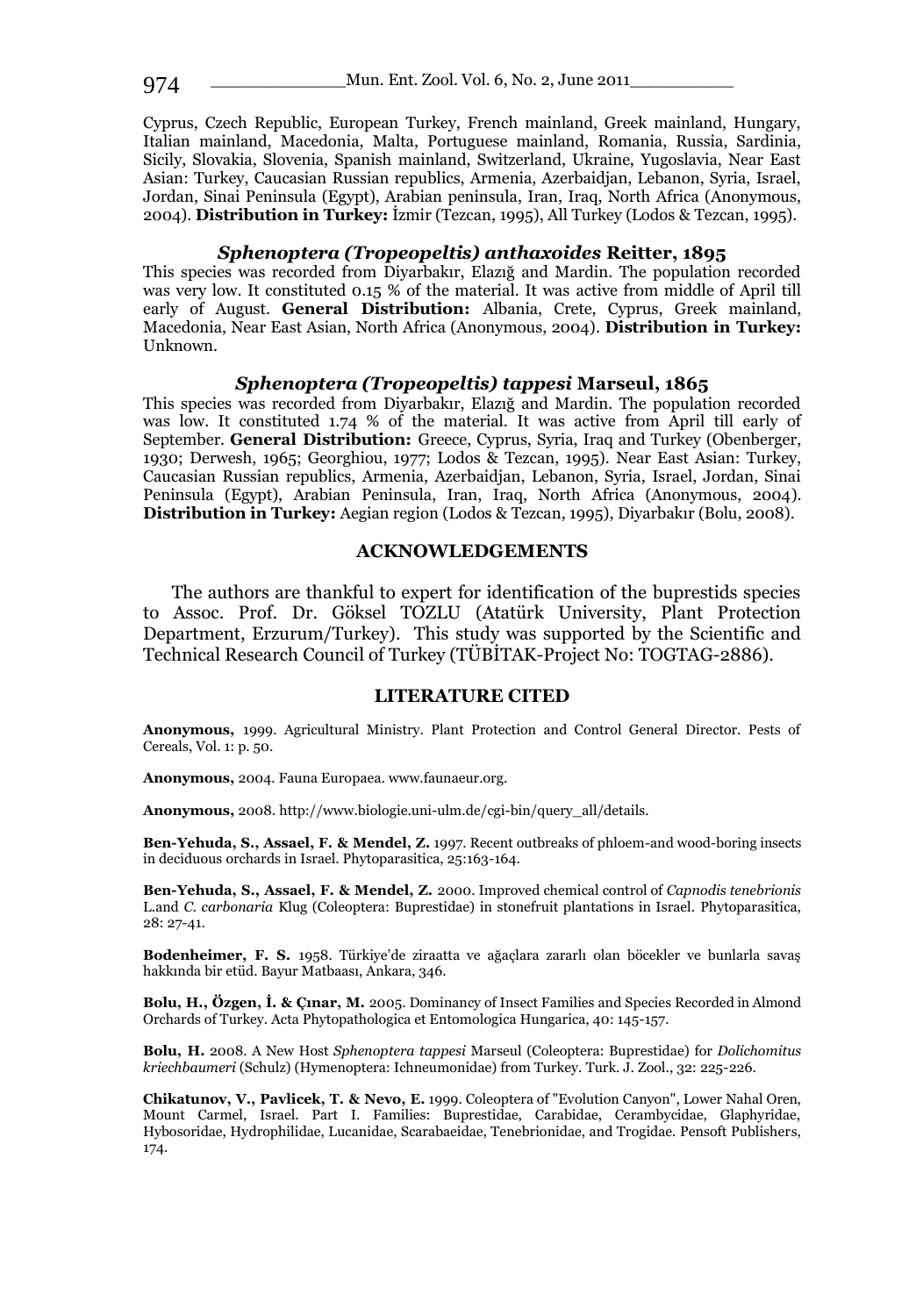Cyprus, Czech Republic, European Turkey, French mainland, Greek mainland, Hungary, Italian mainland, Macedonia, Malta, Portuguese mainland, Romania, Russia, Sardinia, Sicily, Slovakia, Slovenia, Spanish mainland, Switzerland, Ukraine, Yugoslavia, Near East Asian: Turkey, Caucasian Russian republics, Armenia, Azerbaidjan, Lebanon, Syria, Israel, Jordan, Sinai Peninsula (Egypt), Arabian peninsula, Iran, Iraq, North Africa (Anonymous, 2004). **Distribution in Turkey:** İzmir (Tezcan, 1995), All Turkey (Lodos & Tezcan, 1995).

### *Sphenoptera (Tropeopeltis) anthaxoides* Reitter, 1895

This species was recorded from Diyarbakır, Elazığ and Mardin. The population recorded was very low. It constituted 0.15 % of the material. It was active from middle of April till early of August. **General Distribution:** Albania, Crete, Cyprus, Greek mainland, Macedonia, Near East Asian, North Africa (Anonymous, 2004). **Distribution in Turkey:** Unknown.

### *Sphenoptera (Tropeopeltis) tappesi* Marseul, 1865

This species was recorded from Diyarbakır, Elazığ and Mardin. The population recorded was low. It constituted 1.74 % of the material. It was active from April till early of September. **General Distribution:** Greece, Cyprus, Syria, Iraq and Turkey (Obenberger, 1930; Derwesh, 1965; Georghiou, 1977; Lodos & Tezcan, 1995). Near East Asian: Turkey, Caucasian Russian republics, Armenia, Azerbaidjan, Lebanon, Syria, Israel, Jordan, Sinai Peninsula (Egypt), Arabian Peninsula, Iran, Iraq, North Africa (Anonymous, 2004). **Distribution in Turkey:** Aegian region (Lodos & Tezcan, 1995), Diyarbakır (Bolu, 2008).

## ACKNOWLEDGEMENTS

The authors are thankful to expert for identification of the buprestids species to Assoc. Prof. Dr. Göksel TOZLU (Atatürk University, Plant Protection Department, Erzurum/Turkey). This study was supported by the Scientific and Technical Research Council of Turkey (TÜBİTAK-Project No: TOGTAG-2886).

## LITERATURE CITED

**Anonymous,** 1999. Agricultural Ministry. Plant Protection and Control General Director. Pests of Cereals, Vol. 1: p. 50.

**Anonymous,** 2004. Fauna Europaea. www.faunaeur.org.

**Anonymous,** 2008. http://www.biologie.uni-ulm.de/cgi-bin/query_all/details.

**Ben-Yehuda, S., Assael, F. & Mendel, Z.** 1997. Recent outbreaks of phloem-and wood-boring insects in deciduous orchards in Israel. Phytoparasitica, 25:163-164.

**Ben-Yehuda, S., Assael, F. & Mendel, Z.** 2000. Improved chemical control of *Capnodis tenebrionis* L.and *C. carbonaria* Klug (Coleoptera: Buprestidae) in stonefruit plantations in Israel. Phytoparasitica, 28: 27-41.

**Bodenheimer, F. S.** 1958. Türkiye'de ziraatta ve ağaçlara zararlı olan böcekler ve bunlarla savaş hakkında bir etüd. Bayur Matbaası, Ankara, 346.

**Bolu, H., Özgen, İ. & Çınar, M.** 2005. Dominancy of Insect Families and Species Recorded in Almond Orchards of Turkey. Acta Phytopathologica et Entomologica Hungarica, 40: 145-157.

**Bolu, H.** 2008. A New Host *Sphenoptera tappesi* Marseul (Coleoptera: Buprestidae) for *Dolichomitus kriechbaumeri* (Schulz) (Hymenoptera: Ichneumonidae) from Turkey. Turk. J. Zool., 32: 225-226.

**Chikatunov, V., Pavlicek, T. & Nevo, E.** 1999. Coleoptera of "Evolution Canyon", Lower Nahal Oren, Mount Carmel, Israel. Part I. Families: Buprestidae, Carabidae, Cerambycidae, Glaphyridae, Hybosoridae, Hydrophilidae, Lucanidae, Scarabaeidae, Tenebrionidae, and Trogidae. Pensoft Publishers, 174.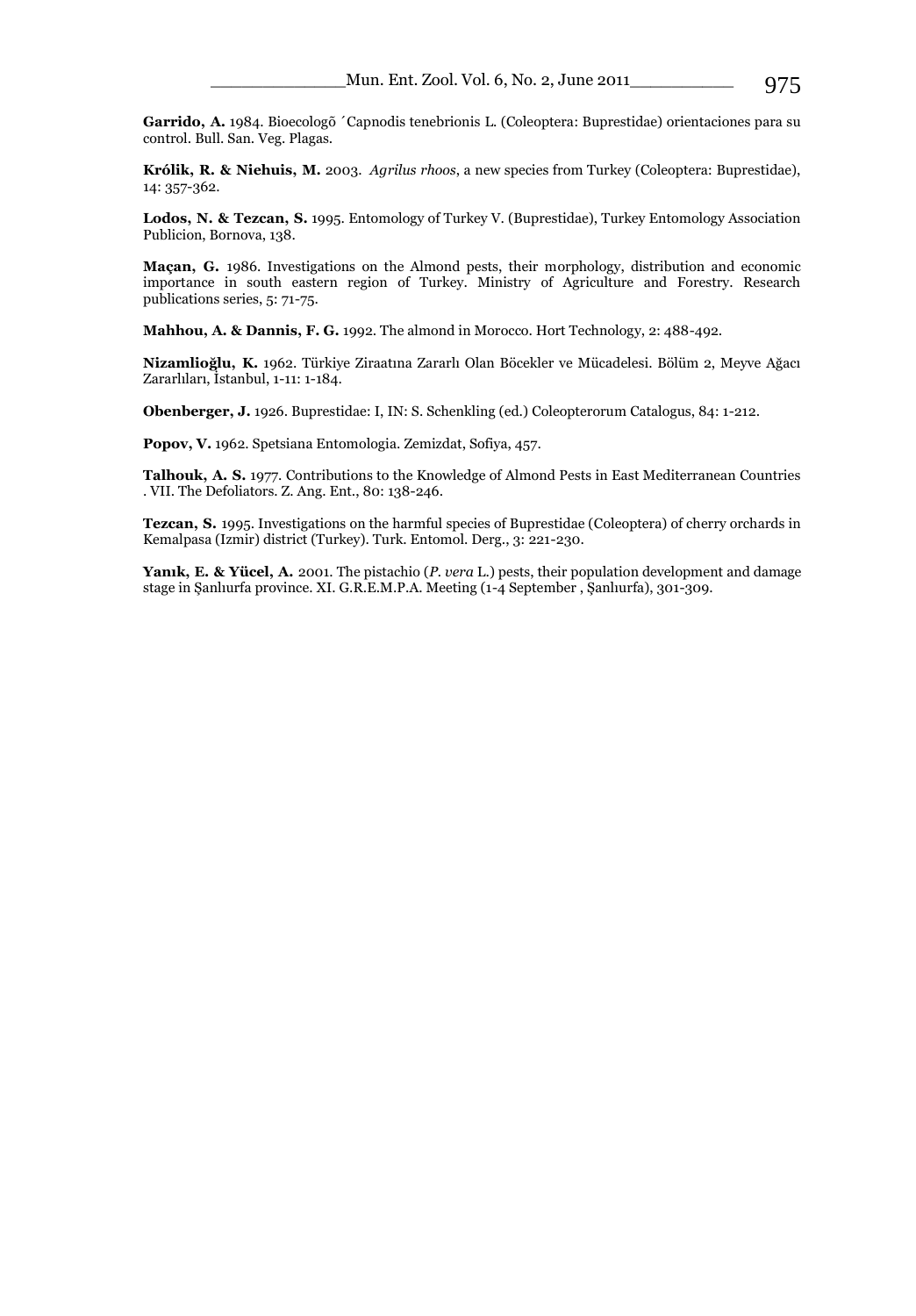**Garrido, A.** 1984. Bioecologõ ´Capnodis tenebrionis L. (Coleoptera: Buprestidae) orientaciones para su control. Bull. San. Veg. Plagas.

**Królik, R. & Niehuis, M.** 2003. *Agrilus rhoos*, a new species from Turkey (Coleoptera: Buprestidae), 14: 357-362.

**Lodos, N. & Tezcan, S.** 1995. Entomology of Turkey V. (Buprestidae), Turkey Entomology Association Publicion, Bornova, 138.

**Maçan, G.** 1986. Investigations on the Almond pests, their morphology, distribution and economic importance in south eastern region of Turkey. Ministry of Agriculture and Forestry. Research publications series, 5: 71-75.

**Mahhou, A. & Dannis, F. G.** 1992. The almond in Morocco. Hort Technology, 2: 488-492.

**Nizamlioğlu, K.** 1962. Türkiye Ziraatına Zararlı Olan Böcekler ve Mücadelesi. Bölüm 2, Meyve Ağacı Zararlıları, İstanbul, 1-11: 1-184.

**Obenberger, J.** 1926. Buprestidae: I, IN: S. Schenkling (ed.) Coleopterorum Catalogus, 84: 1-212.

**Popov, V.** 1962. Spetsiana Entomologia. Zemizdat, Sofiya, 457.

**Talhouk, A. S.** 1977. Contributions to the Knowledge of Almond Pests in East Mediterranean Countries . VII. The Defoliators. Z. Ang. Ent., 80: 138-246.

**Tezcan, S.** 1995. Investigations on the harmful species of Buprestidae (Coleoptera) of cherry orchards in Kemalpasa (Izmir) district (Turkey). Turk. Entomol. Derg., 3: 221-230.

**Yanık, E. & Yücel, A.** 2001. The pistachio (*P. vera* L.) pests, their population development and damage stage in Şanlıurfa province. XI. G.R.E.M.P.A. Meeting (1-4 September , Şanlıurfa), 301-309.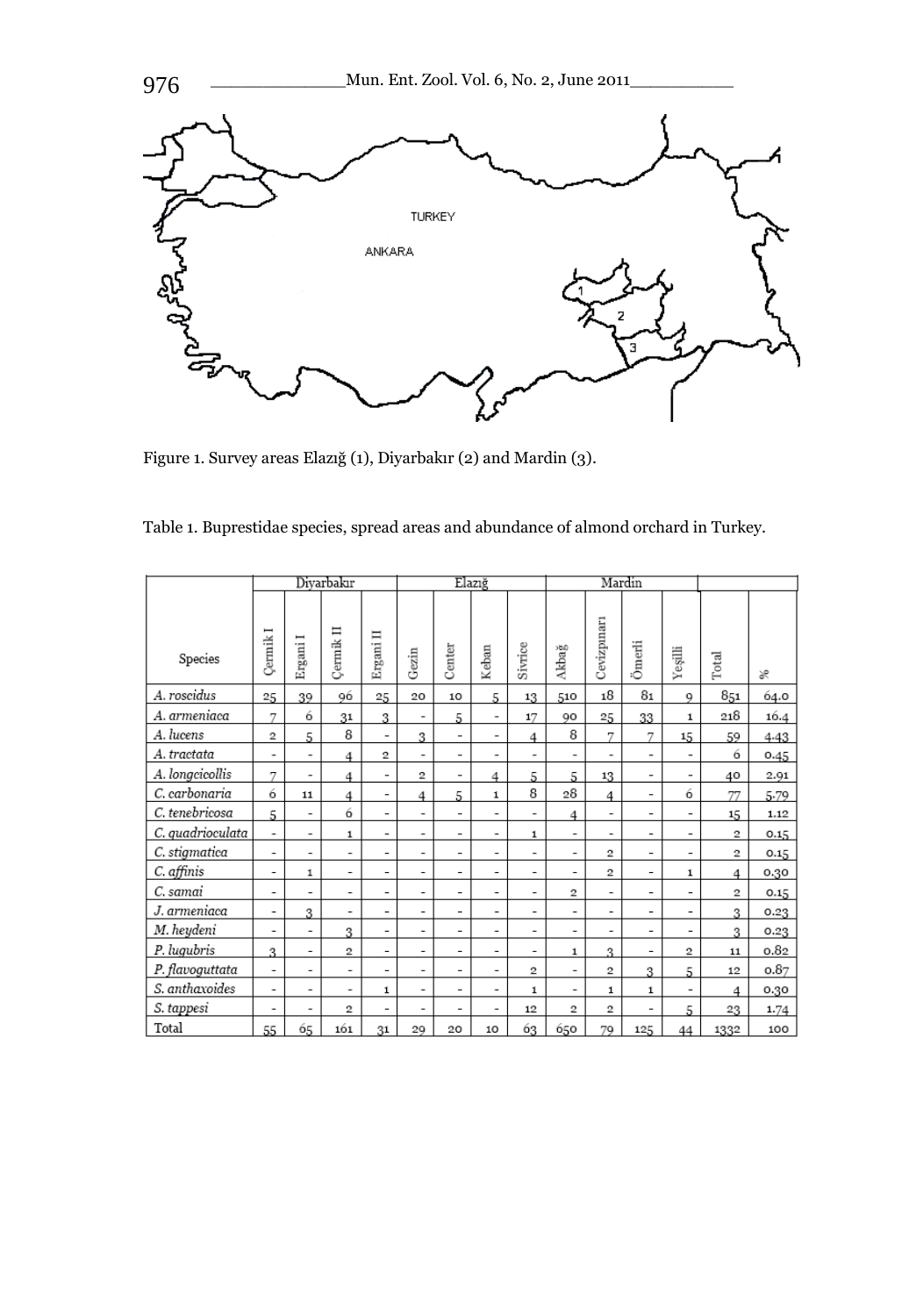TURKEY

ANKARA

1

2

3

Figure 1. Survey areas Elazığ (1), Diyarbakır (2) and Mardin (3).

Table 1. Buprestidae species, spread areas and abundance of almond orchard in Turkey.

| Species | Diyarbakır | | | | Elazığ | | | | Mardin | | | | | |
|---|---|---|---|---|---|---|---|---|---|---|---|---|---|---|
| | Çermik I | Ergani I | Çermik II | Ergani II | Gezin | Center | Keban | Sivrice | Akbağ | Cevizpınarı | Ömerli | Yeşilli | Total | % |
| *A. roseidus* | 25 | 39 | 96 | 25 | 20 | 10 | 5 | 13 | 510 | 18 | 81 | 9 | 851 | 64.0 |
| *A. armeniaca* | 7 | 6 | 31 | 3 | - | 5 | - | 17 | 90 | 25 | 33 | 1 | 218 | 16.4 |
| *A. lucens* | 2 | 5 | 8 | - | 3 | - | - | 4 | 8 | 7 | 7 | 15 | 59 | 4.43 |
| *A. tractata* | - | - | 4 | 2 | - | - | - | - | - | - | - | - | 6 | 0.45 |
| *A. longcicollis* | 7 | - | 4 | - | 2 | - | 4 | 5 | 5 | 13 | - | - | 40 | 2.91 |
| *C. carbonaria* | 6 | 11 | 4 | - | 4 | 5 | 1 | 8 | 28 | 4 | - | 6 | 77 | 5.79 |
| *C. tenebricosa* | 5 | - | 6 | - | - | - | - | - | 4 | - | - | - | 15 | 1.12 |
| *C. quadrioculata* | - | - | 1 | - | - | - | - | 1 | - | - | - | - | 2 | 0.15 |
| *C. stigmatica* | - | - | - | - | - | - | - | - | - | 2 | - | - | 2 | 0.15 |
| *C. affinis* | - | 1 | - | - | - | - | - | - | - | 2 | - | 1 | 4 | 0.30 |
| *C. samai* | - | - | - | - | - | - | - | - | 2 | - | - | - | 2 | 0.15 |
| *J. armeniaca* | - | 3 | - | - | - | - | - | - | - | - | - | - | 3 | 0.23 |
| *M. heydeni* | - | - | 3 | - | - | - | - | - | - | - | - | - | 3 | 0.23 |
| *P. lugubris* | 3 | - | 2 | - | - | - | - | - | 1 | 3 | - | 2 | 11 | 0.82 |
| *P. flavoguttata* | - | - | - | - | - | - | - | 2 | - | 2 | 3 | 5 | 12 | 0.87 |
| *S. anthaxoides* | - | - | - | 1 | - | - | - | 1 | - | 1 | 1 | - | 4 | 0.30 |
| *S. tappesi* | - | - | 2 | - | - | - | - | 12 | 2 | 2 | - | 5 | 23 | 1.74 |
| Total | 55 | 65 | 161 | 31 | 29 | 20 | 10 | 63 | 650 | 79 | 125 | 44 | 1332 | 100 |